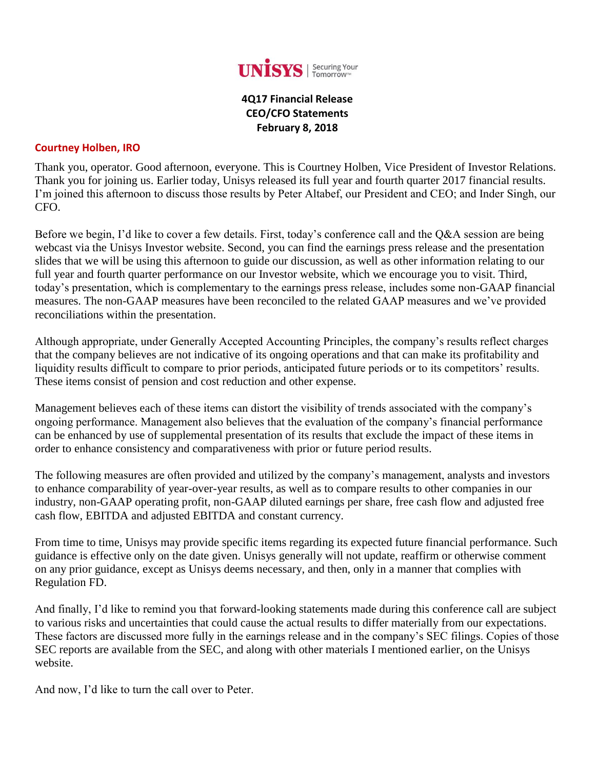UNISYS | Securing Your Tomorrow™

**4Q17 Financial Release**
**CEO/CFO Statements**
**February 8, 2018**

**Courtney Holben, IRO**

Thank you, operator. Good afternoon, everyone. This is Courtney Holben, Vice President of Investor Relations. Thank you for joining us. Earlier today, Unisys released its full year and fourth quarter 2017 financial results. I'm joined this afternoon to discuss those results by Peter Altabef, our President and CEO; and Inder Singh, our CFO.

Before we begin, I'd like to cover a few details. First, today's conference call and the Q&A session are being webcast via the Unisys Investor website. Second, you can find the earnings press release and the presentation slides that we will be using this afternoon to guide our discussion, as well as other information relating to our full year and fourth quarter performance on our Investor website, which we encourage you to visit. Third, today's presentation, which is complementary to the earnings press release, includes some non-GAAP financial measures. The non-GAAP measures have been reconciled to the related GAAP measures and we've provided reconciliations within the presentation.

Although appropriate, under Generally Accepted Accounting Principles, the company's results reflect charges that the company believes are not indicative of its ongoing operations and that can make its profitability and liquidity results difficult to compare to prior periods, anticipated future periods or to its competitors' results. These items consist of pension and cost reduction and other expense.

Management believes each of these items can distort the visibility of trends associated with the company's ongoing performance. Management also believes that the evaluation of the company's financial performance can be enhanced by use of supplemental presentation of its results that exclude the impact of these items in order to enhance consistency and comparativeness with prior or future period results.

The following measures are often provided and utilized by the company's management, analysts and investors to enhance comparability of year-over-year results, as well as to compare results to other companies in our industry, non-GAAP operating profit, non-GAAP diluted earnings per share, free cash flow and adjusted free cash flow, EBITDA and adjusted EBITDA and constant currency.

From time to time, Unisys may provide specific items regarding its expected future financial performance. Such guidance is effective only on the date given. Unisys generally will not update, reaffirm or otherwise comment on any prior guidance, except as Unisys deems necessary, and then, only in a manner that complies with Regulation FD.

And finally, I'd like to remind you that forward-looking statements made during this conference call are subject to various risks and uncertainties that could cause the actual results to differ materially from our expectations. These factors are discussed more fully in the earnings release and in the company's SEC filings. Copies of those SEC reports are available from the SEC, and along with other materials I mentioned earlier, on the Unisys website.

And now, I'd like to turn the call over to Peter.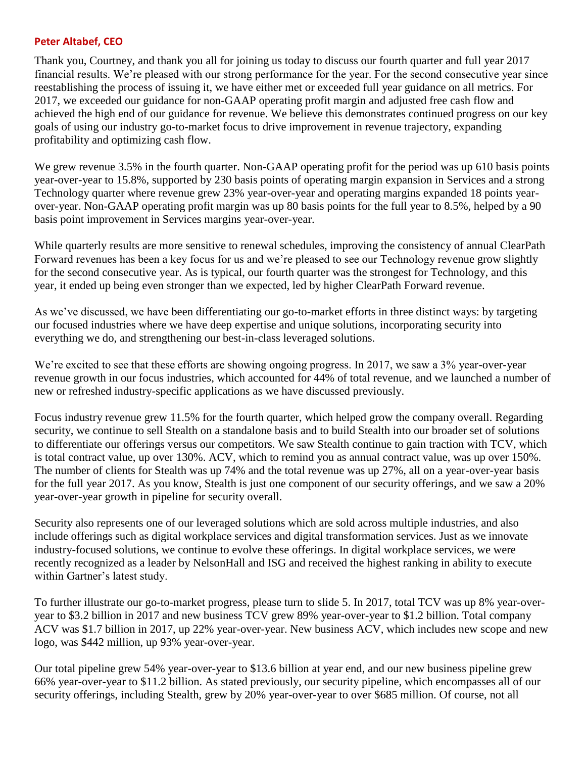**Peter Altabef, CEO**

Thank you, Courtney, and thank you all for joining us today to discuss our fourth quarter and full year 2017 financial results. We're pleased with our strong performance for the year. For the second consecutive year since reestablishing the process of issuing it, we have either met or exceeded full year guidance on all metrics. For 2017, we exceeded our guidance for non-GAAP operating profit margin and adjusted free cash flow and achieved the high end of our guidance for revenue. We believe this demonstrates continued progress on our key goals of using our industry go-to-market focus to drive improvement in revenue trajectory, expanding profitability and optimizing cash flow.

We grew revenue 3.5% in the fourth quarter. Non-GAAP operating profit for the period was up 610 basis points year-over-year to 15.8%, supported by 230 basis points of operating margin expansion in Services and a strong Technology quarter where revenue grew 23% year-over-year and operating margins expanded 18 points year-over-year. Non-GAAP operating profit margin was up 80 basis points for the full year to 8.5%, helped by a 90 basis point improvement in Services margins year-over-year.

While quarterly results are more sensitive to renewal schedules, improving the consistency of annual ClearPath Forward revenues has been a key focus for us and we're pleased to see our Technology revenue grow slightly for the second consecutive year. As is typical, our fourth quarter was the strongest for Technology, and this year, it ended up being even stronger than we expected, led by higher ClearPath Forward revenue.

As we've discussed, we have been differentiating our go-to-market efforts in three distinct ways: by targeting our focused industries where we have deep expertise and unique solutions, incorporating security into everything we do, and strengthening our best-in-class leveraged solutions.

We're excited to see that these efforts are showing ongoing progress. In 2017, we saw a 3% year-over-year revenue growth in our focus industries, which accounted for 44% of total revenue, and we launched a number of new or refreshed industry-specific applications as we have discussed previously.

Focus industry revenue grew 11.5% for the fourth quarter, which helped grow the company overall. Regarding security, we continue to sell Stealth on a standalone basis and to build Stealth into our broader set of solutions to differentiate our offerings versus our competitors. We saw Stealth continue to gain traction with TCV, which is total contract value, up over 130%. ACV, which to remind you as annual contract value, was up over 150%. The number of clients for Stealth was up 74% and the total revenue was up 27%, all on a year-over-year basis for the full year 2017. As you know, Stealth is just one component of our security offerings, and we saw a 20% year-over-year growth in pipeline for security overall.

Security also represents one of our leveraged solutions which are sold across multiple industries, and also include offerings such as digital workplace services and digital transformation services. Just as we innovate industry-focused solutions, we continue to evolve these offerings. In digital workplace services, we were recently recognized as a leader by NelsonHall and ISG and received the highest ranking in ability to execute within Gartner's latest study.

To further illustrate our go-to-market progress, please turn to slide 5. In 2017, total TCV was up 8% year-over-year to $3.2 billion in 2017 and new business TCV grew 89% year-over-year to $1.2 billion. Total company ACV was $1.7 billion in 2017, up 22% year-over-year. New business ACV, which includes new scope and new logo, was $442 million, up 93% year-over-year.

Our total pipeline grew 54% year-over-year to $13.6 billion at year end, and our new business pipeline grew 66% year-over-year to $11.2 billion. As stated previously, our security pipeline, which encompasses all of our security offerings, including Stealth, grew by 20% year-over-year to over $685 million. Of course, not all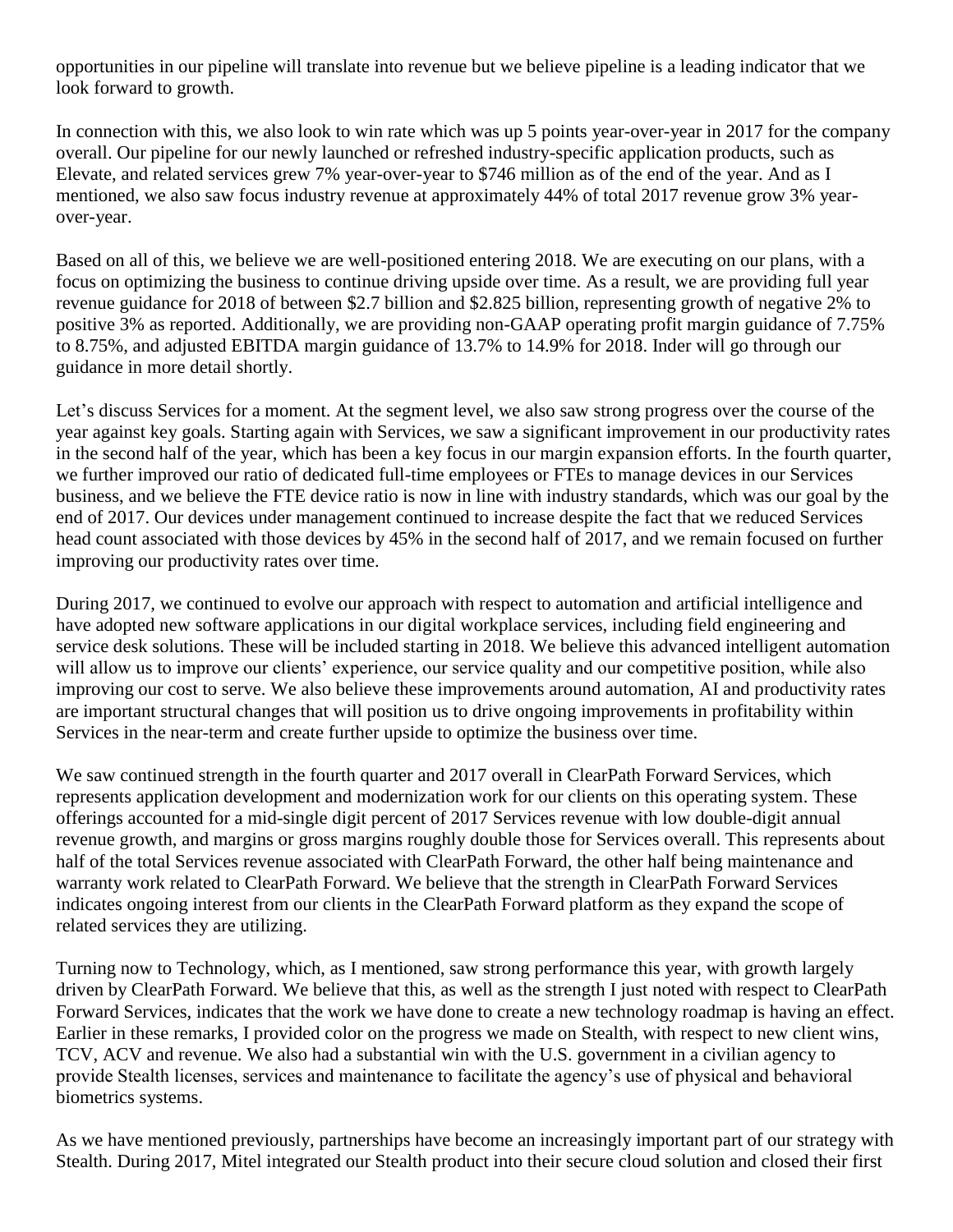opportunities in our pipeline will translate into revenue but we believe pipeline is a leading indicator that we look forward to growth.

In connection with this, we also look to win rate which was up 5 points year-over-year in 2017 for the company overall. Our pipeline for our newly launched or refreshed industry-specific application products, such as Elevate, and related services grew 7% year-over-year to $746 million as of the end of the year. And as I mentioned, we also saw focus industry revenue at approximately 44% of total 2017 revenue grow 3% year-over-year.

Based on all of this, we believe we are well-positioned entering 2018. We are executing on our plans, with a focus on optimizing the business to continue driving upside over time. As a result, we are providing full year revenue guidance for 2018 of between $2.7 billion and $2.825 billion, representing growth of negative 2% to positive 3% as reported. Additionally, we are providing non-GAAP operating profit margin guidance of 7.75% to 8.75%, and adjusted EBITDA margin guidance of 13.7% to 14.9% for 2018. Inder will go through our guidance in more detail shortly.

Let's discuss Services for a moment. At the segment level, we also saw strong progress over the course of the year against key goals. Starting again with Services, we saw a significant improvement in our productivity rates in the second half of the year, which has been a key focus in our margin expansion efforts. In the fourth quarter, we further improved our ratio of dedicated full-time employees or FTEs to manage devices in our Services business, and we believe the FTE device ratio is now in line with industry standards, which was our goal by the end of 2017. Our devices under management continued to increase despite the fact that we reduced Services head count associated with those devices by 45% in the second half of 2017, and we remain focused on further improving our productivity rates over time.

During 2017, we continued to evolve our approach with respect to automation and artificial intelligence and have adopted new software applications in our digital workplace services, including field engineering and service desk solutions. These will be included starting in 2018. We believe this advanced intelligent automation will allow us to improve our clients' experience, our service quality and our competitive position, while also improving our cost to serve. We also believe these improvements around automation, AI and productivity rates are important structural changes that will position us to drive ongoing improvements in profitability within Services in the near-term and create further upside to optimize the business over time.

We saw continued strength in the fourth quarter and 2017 overall in ClearPath Forward Services, which represents application development and modernization work for our clients on this operating system. These offerings accounted for a mid-single digit percent of 2017 Services revenue with low double-digit annual revenue growth, and margins or gross margins roughly double those for Services overall. This represents about half of the total Services revenue associated with ClearPath Forward, the other half being maintenance and warranty work related to ClearPath Forward. We believe that the strength in ClearPath Forward Services indicates ongoing interest from our clients in the ClearPath Forward platform as they expand the scope of related services they are utilizing.

Turning now to Technology, which, as I mentioned, saw strong performance this year, with growth largely driven by ClearPath Forward. We believe that this, as well as the strength I just noted with respect to ClearPath Forward Services, indicates that the work we have done to create a new technology roadmap is having an effect. Earlier in these remarks, I provided color on the progress we made on Stealth, with respect to new client wins, TCV, ACV and revenue. We also had a substantial win with the U.S. government in a civilian agency to provide Stealth licenses, services and maintenance to facilitate the agency's use of physical and behavioral biometrics systems.

As we have mentioned previously, partnerships have become an increasingly important part of our strategy with Stealth. During 2017, Mitel integrated our Stealth product into their secure cloud solution and closed their first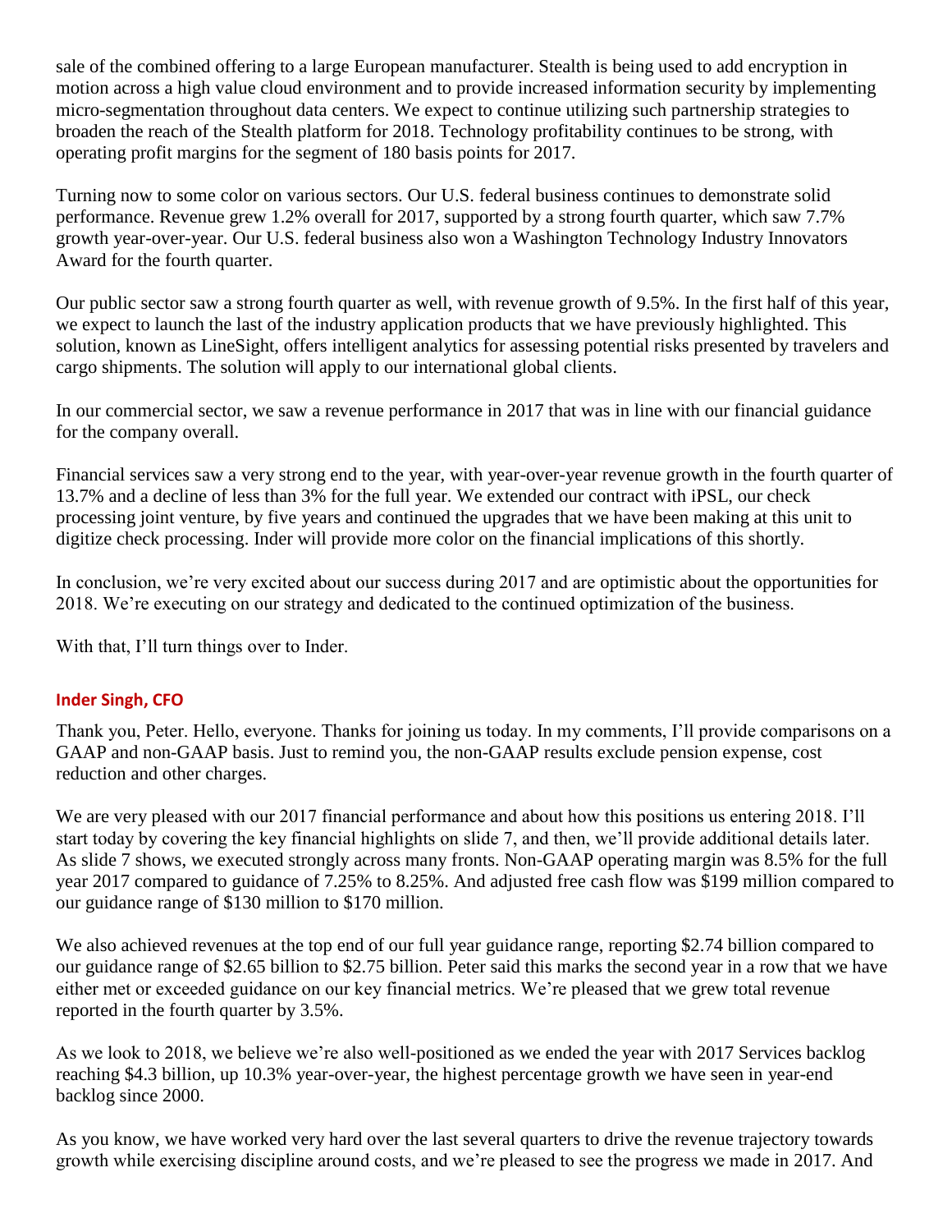sale of the combined offering to a large European manufacturer. Stealth is being used to add encryption in motion across a high value cloud environment and to provide increased information security by implementing micro-segmentation throughout data centers. We expect to continue utilizing such partnership strategies to broaden the reach of the Stealth platform for 2018. Technology profitability continues to be strong, with operating profit margins for the segment of 180 basis points for 2017.

Turning now to some color on various sectors. Our U.S. federal business continues to demonstrate solid performance. Revenue grew 1.2% overall for 2017, supported by a strong fourth quarter, which saw 7.7% growth year-over-year. Our U.S. federal business also won a Washington Technology Industry Innovators Award for the fourth quarter.

Our public sector saw a strong fourth quarter as well, with revenue growth of 9.5%. In the first half of this year, we expect to launch the last of the industry application products that we have previously highlighted. This solution, known as LineSight, offers intelligent analytics for assessing potential risks presented by travelers and cargo shipments. The solution will apply to our international global clients.

In our commercial sector, we saw a revenue performance in 2017 that was in line with our financial guidance for the company overall.

Financial services saw a very strong end to the year, with year-over-year revenue growth in the fourth quarter of 13.7% and a decline of less than 3% for the full year. We extended our contract with iPSL, our check processing joint venture, by five years and continued the upgrades that we have been making at this unit to digitize check processing. Inder will provide more color on the financial implications of this shortly.

In conclusion, we're very excited about our success during 2017 and are optimistic about the opportunities for 2018. We're executing on our strategy and dedicated to the continued optimization of the business.

With that, I'll turn things over to Inder.

### Inder Singh, CFO

Thank you, Peter. Hello, everyone. Thanks for joining us today. In my comments, I'll provide comparisons on a GAAP and non-GAAP basis. Just to remind you, the non-GAAP results exclude pension expense, cost reduction and other charges.

We are very pleased with our 2017 financial performance and about how this positions us entering 2018. I'll start today by covering the key financial highlights on slide 7, and then, we'll provide additional details later. As slide 7 shows, we executed strongly across many fronts. Non-GAAP operating margin was 8.5% for the full year 2017 compared to guidance of 7.25% to 8.25%. And adjusted free cash flow was $199 million compared to our guidance range of $130 million to $170 million.

We also achieved revenues at the top end of our full year guidance range, reporting $2.74 billion compared to our guidance range of $2.65 billion to $2.75 billion. Peter said this marks the second year in a row that we have either met or exceeded guidance on our key financial metrics. We're pleased that we grew total revenue reported in the fourth quarter by 3.5%.

As we look to 2018, we believe we're also well-positioned as we ended the year with 2017 Services backlog reaching $4.3 billion, up 10.3% year-over-year, the highest percentage growth we have seen in year-end backlog since 2000.

As you know, we have worked very hard over the last several quarters to drive the revenue trajectory towards growth while exercising discipline around costs, and we're pleased to see the progress we made in 2017. And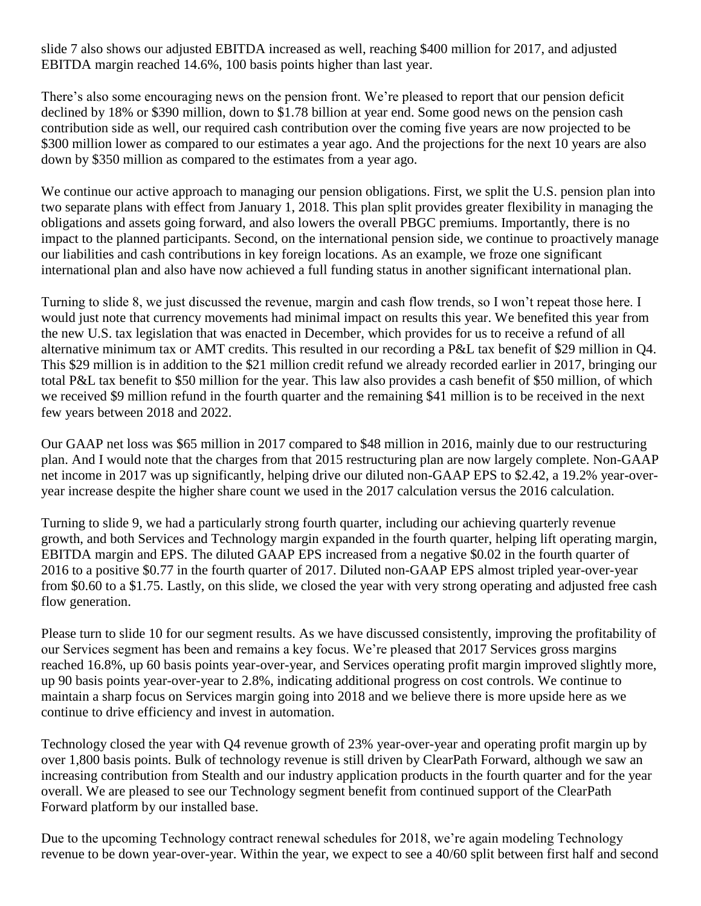slide 7 also shows our adjusted EBITDA increased as well, reaching $400 million for 2017, and adjusted EBITDA margin reached 14.6%, 100 basis points higher than last year.

There's also some encouraging news on the pension front. We're pleased to report that our pension deficit declined by 18% or $390 million, down to $1.78 billion at year end. Some good news on the pension cash contribution side as well, our required cash contribution over the coming five years are now projected to be $300 million lower as compared to our estimates a year ago. And the projections for the next 10 years are also down by $350 million as compared to the estimates from a year ago.

We continue our active approach to managing our pension obligations. First, we split the U.S. pension plan into two separate plans with effect from January 1, 2018. This plan split provides greater flexibility in managing the obligations and assets going forward, and also lowers the overall PBGC premiums. Importantly, there is no impact to the planned participants. Second, on the international pension side, we continue to proactively manage our liabilities and cash contributions in key foreign locations. As an example, we froze one significant international plan and also have now achieved a full funding status in another significant international plan.

Turning to slide 8, we just discussed the revenue, margin and cash flow trends, so I won't repeat those here. I would just note that currency movements had minimal impact on results this year. We benefited this year from the new U.S. tax legislation that was enacted in December, which provides for us to receive a refund of all alternative minimum tax or AMT credits. This resulted in our recording a P&L tax benefit of $29 million in Q4. This $29 million is in addition to the $21 million credit refund we already recorded earlier in 2017, bringing our total P&L tax benefit to $50 million for the year. This law also provides a cash benefit of $50 million, of which we received $9 million refund in the fourth quarter and the remaining $41 million is to be received in the next few years between 2018 and 2022.

Our GAAP net loss was $65 million in 2017 compared to $48 million in 2016, mainly due to our restructuring plan. And I would note that the charges from that 2015 restructuring plan are now largely complete. Non-GAAP net income in 2017 was up significantly, helping drive our diluted non-GAAP EPS to $2.42, a 19.2% year-over-year increase despite the higher share count we used in the 2017 calculation versus the 2016 calculation.

Turning to slide 9, we had a particularly strong fourth quarter, including our achieving quarterly revenue growth, and both Services and Technology margin expanded in the fourth quarter, helping lift operating margin, EBITDA margin and EPS. The diluted GAAP EPS increased from a negative $0.02 in the fourth quarter of 2016 to a positive $0.77 in the fourth quarter of 2017. Diluted non-GAAP EPS almost tripled year-over-year from $0.60 to a $1.75. Lastly, on this slide, we closed the year with very strong operating and adjusted free cash flow generation.

Please turn to slide 10 for our segment results. As we have discussed consistently, improving the profitability of our Services segment has been and remains a key focus. We're pleased that 2017 Services gross margins reached 16.8%, up 60 basis points year-over-year, and Services operating profit margin improved slightly more, up 90 basis points year-over-year to 2.8%, indicating additional progress on cost controls. We continue to maintain a sharp focus on Services margin going into 2018 and we believe there is more upside here as we continue to drive efficiency and invest in automation.

Technology closed the year with Q4 revenue growth of 23% year-over-year and operating profit margin up by over 1,800 basis points. Bulk of technology revenue is still driven by ClearPath Forward, although we saw an increasing contribution from Stealth and our industry application products in the fourth quarter and for the year overall. We are pleased to see our Technology segment benefit from continued support of the ClearPath Forward platform by our installed base.

Due to the upcoming Technology contract renewal schedules for 2018, we're again modeling Technology revenue to be down year-over-year. Within the year, we expect to see a 40/60 split between first half and second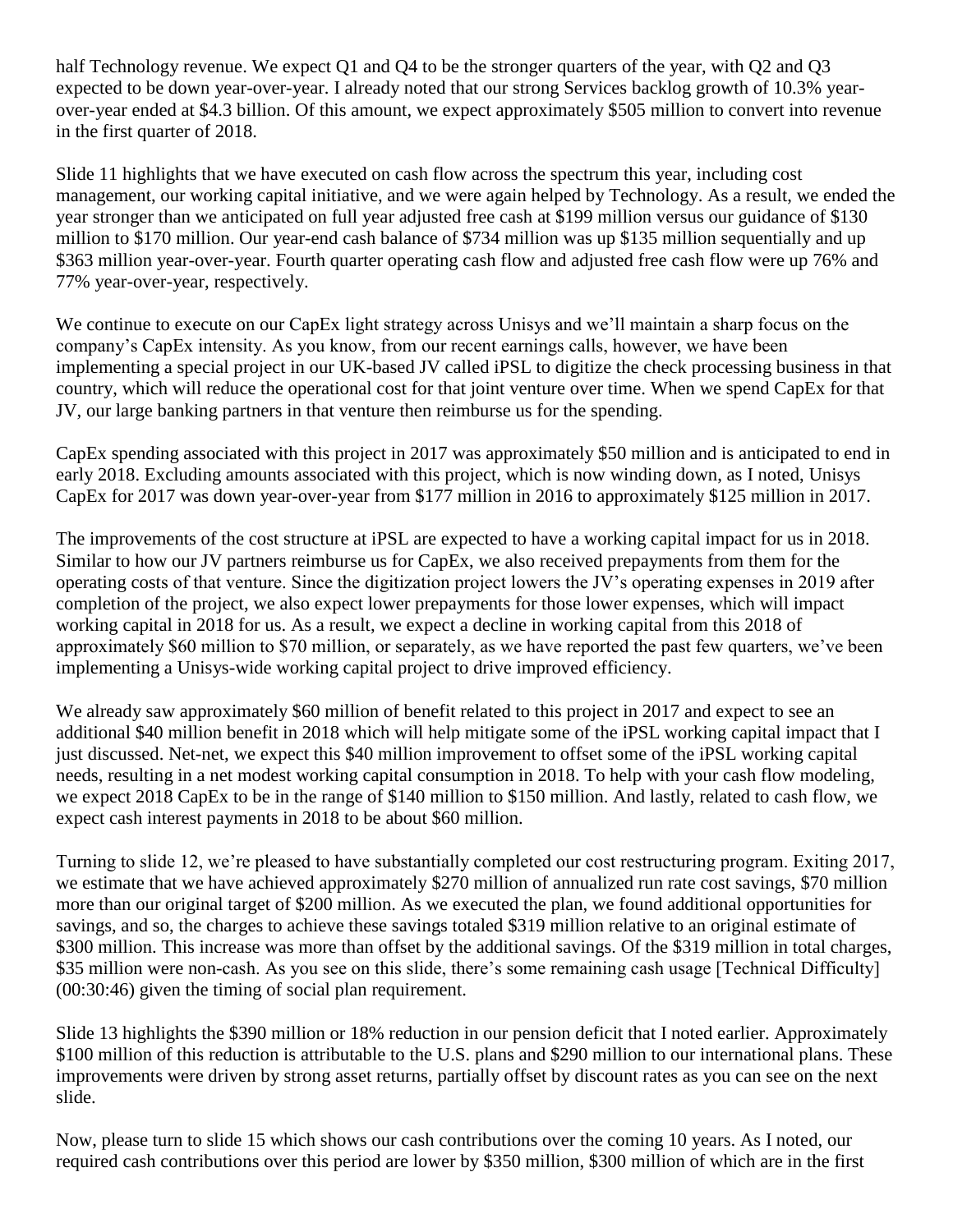half Technology revenue. We expect Q1 and Q4 to be the stronger quarters of the year, with Q2 and Q3 expected to be down year-over-year. I already noted that our strong Services backlog growth of 10.3% year-over-year ended at $4.3 billion. Of this amount, we expect approximately $505 million to convert into revenue in the first quarter of 2018.

Slide 11 highlights that we have executed on cash flow across the spectrum this year, including cost management, our working capital initiative, and we were again helped by Technology. As a result, we ended the year stronger than we anticipated on full year adjusted free cash at $199 million versus our guidance of $130 million to $170 million. Our year-end cash balance of $734 million was up $135 million sequentially and up $363 million year-over-year. Fourth quarter operating cash flow and adjusted free cash flow were up 76% and 77% year-over-year, respectively.

We continue to execute on our CapEx light strategy across Unisys and we'll maintain a sharp focus on the company's CapEx intensity. As you know, from our recent earnings calls, however, we have been implementing a special project in our UK-based JV called iPSL to digitize the check processing business in that country, which will reduce the operational cost for that joint venture over time. When we spend CapEx for that JV, our large banking partners in that venture then reimburse us for the spending.

CapEx spending associated with this project in 2017 was approximately $50 million and is anticipated to end in early 2018. Excluding amounts associated with this project, which is now winding down, as I noted, Unisys CapEx for 2017 was down year-over-year from $177 million in 2016 to approximately $125 million in 2017.

The improvements of the cost structure at iPSL are expected to have a working capital impact for us in 2018. Similar to how our JV partners reimburse us for CapEx, we also received prepayments from them for the operating costs of that venture. Since the digitization project lowers the JV's operating expenses in 2019 after completion of the project, we also expect lower prepayments for those lower expenses, which will impact working capital in 2018 for us. As a result, we expect a decline in working capital from this 2018 of approximately $60 million to $70 million, or separately, as we have reported the past few quarters, we've been implementing a Unisys-wide working capital project to drive improved efficiency.

We already saw approximately $60 million of benefit related to this project in 2017 and expect to see an additional $40 million benefit in 2018 which will help mitigate some of the iPSL working capital impact that I just discussed. Net-net, we expect this $40 million improvement to offset some of the iPSL working capital needs, resulting in a net modest working capital consumption in 2018. To help with your cash flow modeling, we expect 2018 CapEx to be in the range of $140 million to $150 million. And lastly, related to cash flow, we expect cash interest payments in 2018 to be about $60 million.

Turning to slide 12, we're pleased to have substantially completed our cost restructuring program. Exiting 2017, we estimate that we have achieved approximately $270 million of annualized run rate cost savings, $70 million more than our original target of $200 million. As we executed the plan, we found additional opportunities for savings, and so, the charges to achieve these savings totaled $319 million relative to an original estimate of $300 million. This increase was more than offset by the additional savings. Of the $319 million in total charges, $35 million were non-cash. As you see on this slide, there's some remaining cash usage [Technical Difficulty] (00:30:46) given the timing of social plan requirement.

Slide 13 highlights the $390 million or 18% reduction in our pension deficit that I noted earlier. Approximately $100 million of this reduction is attributable to the U.S. plans and $290 million to our international plans. These improvements were driven by strong asset returns, partially offset by discount rates as you can see on the next slide.

Now, please turn to slide 15 which shows our cash contributions over the coming 10 years. As I noted, our required cash contributions over this period are lower by $350 million, $300 million of which are in the first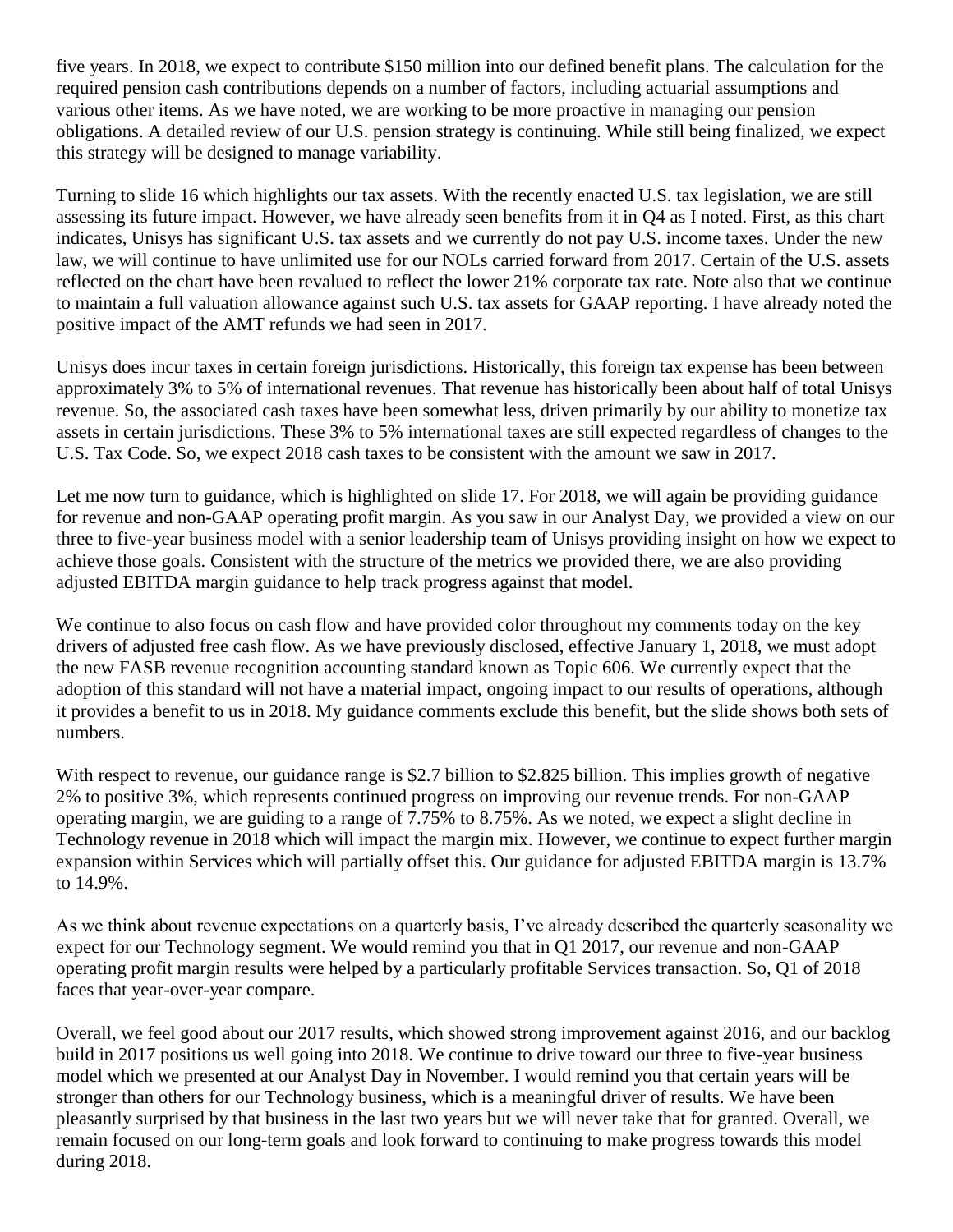five years. In 2018, we expect to contribute $150 million into our defined benefit plans. The calculation for the required pension cash contributions depends on a number of factors, including actuarial assumptions and various other items. As we have noted, we are working to be more proactive in managing our pension obligations. A detailed review of our U.S. pension strategy is continuing. While still being finalized, we expect this strategy will be designed to manage variability.

Turning to slide 16 which highlights our tax assets. With the recently enacted U.S. tax legislation, we are still assessing its future impact. However, we have already seen benefits from it in Q4 as I noted. First, as this chart indicates, Unisys has significant U.S. tax assets and we currently do not pay U.S. income taxes. Under the new law, we will continue to have unlimited use for our NOLs carried forward from 2017. Certain of the U.S. assets reflected on the chart have been revalued to reflect the lower 21% corporate tax rate. Note also that we continue to maintain a full valuation allowance against such U.S. tax assets for GAAP reporting. I have already noted the positive impact of the AMT refunds we had seen in 2017.

Unisys does incur taxes in certain foreign jurisdictions. Historically, this foreign tax expense has been between approximately 3% to 5% of international revenues. That revenue has historically been about half of total Unisys revenue. So, the associated cash taxes have been somewhat less, driven primarily by our ability to monetize tax assets in certain jurisdictions. These 3% to 5% international taxes are still expected regardless of changes to the U.S. Tax Code. So, we expect 2018 cash taxes to be consistent with the amount we saw in 2017.

Let me now turn to guidance, which is highlighted on slide 17. For 2018, we will again be providing guidance for revenue and non-GAAP operating profit margin. As you saw in our Analyst Day, we provided a view on our three to five-year business model with a senior leadership team of Unisys providing insight on how we expect to achieve those goals. Consistent with the structure of the metrics we provided there, we are also providing adjusted EBITDA margin guidance to help track progress against that model.

We continue to also focus on cash flow and have provided color throughout my comments today on the key drivers of adjusted free cash flow. As we have previously disclosed, effective January 1, 2018, we must adopt the new FASB revenue recognition accounting standard known as Topic 606. We currently expect that the adoption of this standard will not have a material impact, ongoing impact to our results of operations, although it provides a benefit to us in 2018. My guidance comments exclude this benefit, but the slide shows both sets of numbers.

With respect to revenue, our guidance range is $2.7 billion to $2.825 billion. This implies growth of negative 2% to positive 3%, which represents continued progress on improving our revenue trends. For non-GAAP operating margin, we are guiding to a range of 7.75% to 8.75%. As we noted, we expect a slight decline in Technology revenue in 2018 which will impact the margin mix. However, we continue to expect further margin expansion within Services which will partially offset this. Our guidance for adjusted EBITDA margin is 13.7% to 14.9%.

As we think about revenue expectations on a quarterly basis, I've already described the quarterly seasonality we expect for our Technology segment. We would remind you that in Q1 2017, our revenue and non-GAAP operating profit margin results were helped by a particularly profitable Services transaction. So, Q1 of 2018 faces that year-over-year compare.

Overall, we feel good about our 2017 results, which showed strong improvement against 2016, and our backlog build in 2017 positions us well going into 2018. We continue to drive toward our three to five-year business model which we presented at our Analyst Day in November. I would remind you that certain years will be stronger than others for our Technology business, which is a meaningful driver of results. We have been pleasantly surprised by that business in the last two years but we will never take that for granted. Overall, we remain focused on our long-term goals and look forward to continuing to make progress towards this model during 2018.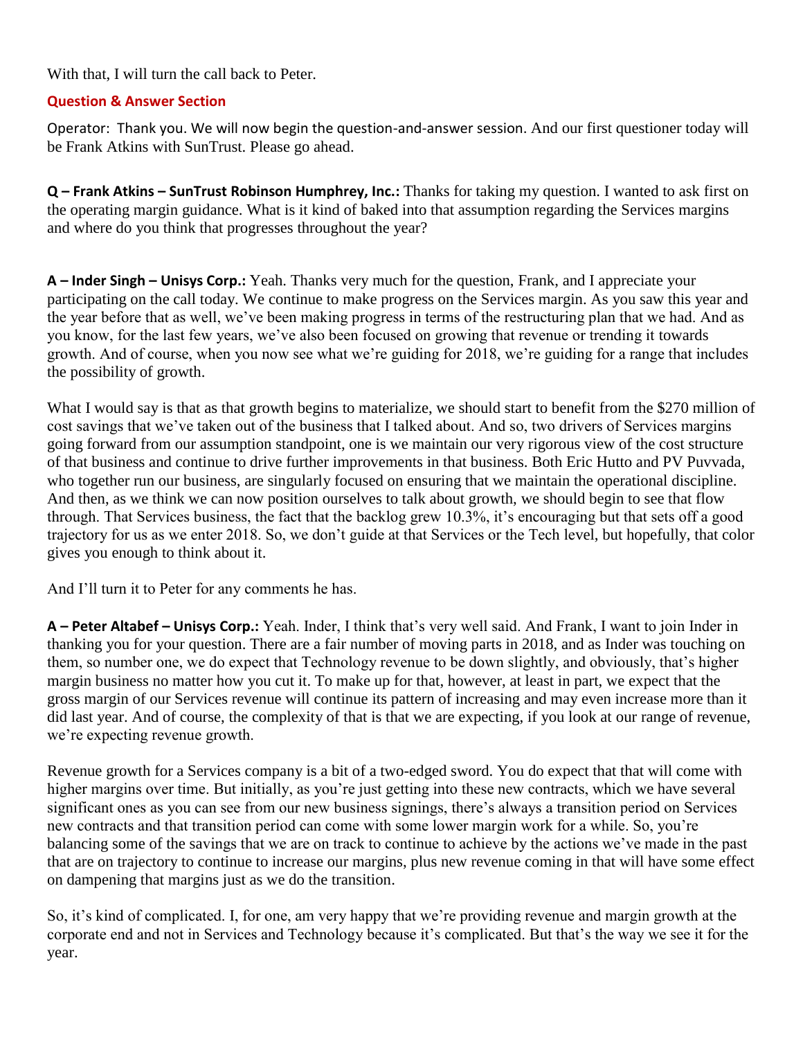With that, I will turn the call back to Peter.

## Question & Answer Section

Operator: Thank you. We will now begin the question-and-answer session. And our first questioner today will be Frank Atkins with SunTrust. Please go ahead.

**Q – Frank Atkins – SunTrust Robinson Humphrey, Inc.:** Thanks for taking my question. I wanted to ask first on the operating margin guidance. What is it kind of baked into that assumption regarding the Services margins and where do you think that progresses throughout the year?

**A – Inder Singh – Unisys Corp.:** Yeah. Thanks very much for the question, Frank, and I appreciate your participating on the call today. We continue to make progress on the Services margin. As you saw this year and the year before that as well, we've been making progress in terms of the restructuring plan that we had. And as you know, for the last few years, we've also been focused on growing that revenue or trending it towards growth. And of course, when you now see what we're guiding for 2018, we're guiding for a range that includes the possibility of growth.

What I would say is that as that growth begins to materialize, we should start to benefit from the $270 million of cost savings that we've taken out of the business that I talked about. And so, two drivers of Services margins going forward from our assumption standpoint, one is we maintain our very rigorous view of the cost structure of that business and continue to drive further improvements in that business. Both Eric Hutto and PV Puvvada, who together run our business, are singularly focused on ensuring that we maintain the operational discipline. And then, as we think we can now position ourselves to talk about growth, we should begin to see that flow through. That Services business, the fact that the backlog grew 10.3%, it's encouraging but that sets off a good trajectory for us as we enter 2018. So, we don't guide at that Services or the Tech level, but hopefully, that color gives you enough to think about it.

And I'll turn it to Peter for any comments he has.

**A – Peter Altabef – Unisys Corp.:** Yeah. Inder, I think that's very well said. And Frank, I want to join Inder in thanking you for your question. There are a fair number of moving parts in 2018, and as Inder was touching on them, so number one, we do expect that Technology revenue to be down slightly, and obviously, that's higher margin business no matter how you cut it. To make up for that, however, at least in part, we expect that the gross margin of our Services revenue will continue its pattern of increasing and may even increase more than it did last year. And of course, the complexity of that is that we are expecting, if you look at our range of revenue, we're expecting revenue growth.

Revenue growth for a Services company is a bit of a two-edged sword. You do expect that that will come with higher margins over time. But initially, as you're just getting into these new contracts, which we have several significant ones as you can see from our new business signings, there's always a transition period on Services new contracts and that transition period can come with some lower margin work for a while. So, you're balancing some of the savings that we are on track to continue to achieve by the actions we've made in the past that are on trajectory to continue to increase our margins, plus new revenue coming in that will have some effect on dampening that margins just as we do the transition.

So, it's kind of complicated. I, for one, am very happy that we're providing revenue and margin growth at the corporate end and not in Services and Technology because it's complicated. But that's the way we see it for the year.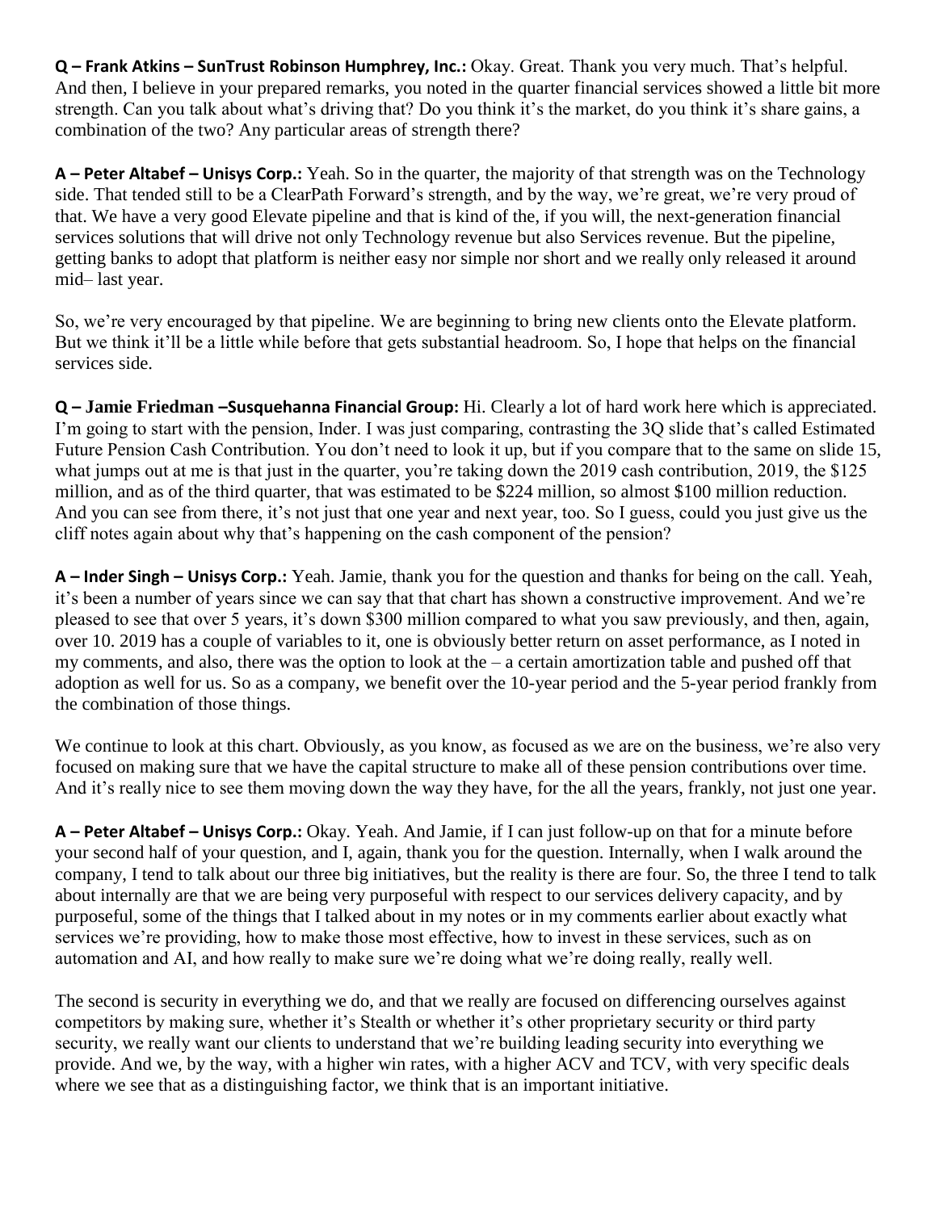**Q – Frank Atkins – SunTrust Robinson Humphrey, Inc.:** Okay. Great. Thank you very much. That's helpful. And then, I believe in your prepared remarks, you noted in the quarter financial services showed a little bit more strength. Can you talk about what's driving that? Do you think it's the market, do you think it's share gains, a combination of the two? Any particular areas of strength there?

**A – Peter Altabef – Unisys Corp.:** Yeah. So in the quarter, the majority of that strength was on the Technology side. That tended still to be a ClearPath Forward's strength, and by the way, we're great, we're very proud of that. We have a very good Elevate pipeline and that is kind of the, if you will, the next-generation financial services solutions that will drive not only Technology revenue but also Services revenue. But the pipeline, getting banks to adopt that platform is neither easy nor simple nor short and we really only released it around mid– last year.

So, we're very encouraged by that pipeline. We are beginning to bring new clients onto the Elevate platform. But we think it'll be a little while before that gets substantial headroom. So, I hope that helps on the financial services side.

**Q – Jamie Friedman –Susquehanna Financial Group:** Hi. Clearly a lot of hard work here which is appreciated. I'm going to start with the pension, Inder. I was just comparing, contrasting the 3Q slide that's called Estimated Future Pension Cash Contribution. You don't need to look it up, but if you compare that to the same on slide 15, what jumps out at me is that just in the quarter, you're taking down the 2019 cash contribution, 2019, the $125 million, and as of the third quarter, that was estimated to be $224 million, so almost $100 million reduction. And you can see from there, it's not just that one year and next year, too. So I guess, could you just give us the cliff notes again about why that's happening on the cash component of the pension?

**A – Inder Singh – Unisys Corp.:** Yeah. Jamie, thank you for the question and thanks for being on the call. Yeah, it's been a number of years since we can say that that chart has shown a constructive improvement. And we're pleased to see that over 5 years, it's down $300 million compared to what you saw previously, and then, again, over 10. 2019 has a couple of variables to it, one is obviously better return on asset performance, as I noted in my comments, and also, there was the option to look at the – a certain amortization table and pushed off that adoption as well for us. So as a company, we benefit over the 10-year period and the 5-year period frankly from the combination of those things.

We continue to look at this chart. Obviously, as you know, as focused as we are on the business, we're also very focused on making sure that we have the capital structure to make all of these pension contributions over time. And it's really nice to see them moving down the way they have, for the all the years, frankly, not just one year.

**A – Peter Altabef – Unisys Corp.:** Okay. Yeah. And Jamie, if I can just follow-up on that for a minute before your second half of your question, and I, again, thank you for the question. Internally, when I walk around the company, I tend to talk about our three big initiatives, but the reality is there are four. So, the three I tend to talk about internally are that we are being very purposeful with respect to our services delivery capacity, and by purposeful, some of the things that I talked about in my notes or in my comments earlier about exactly what services we're providing, how to make those most effective, how to invest in these services, such as on automation and AI, and how really to make sure we're doing what we're doing really, really well.

The second is security in everything we do, and that we really are focused on differencing ourselves against competitors by making sure, whether it's Stealth or whether it's other proprietary security or third party security, we really want our clients to understand that we're building leading security into everything we provide. And we, by the way, with a higher win rates, with a higher ACV and TCV, with very specific deals where we see that as a distinguishing factor, we think that is an important initiative.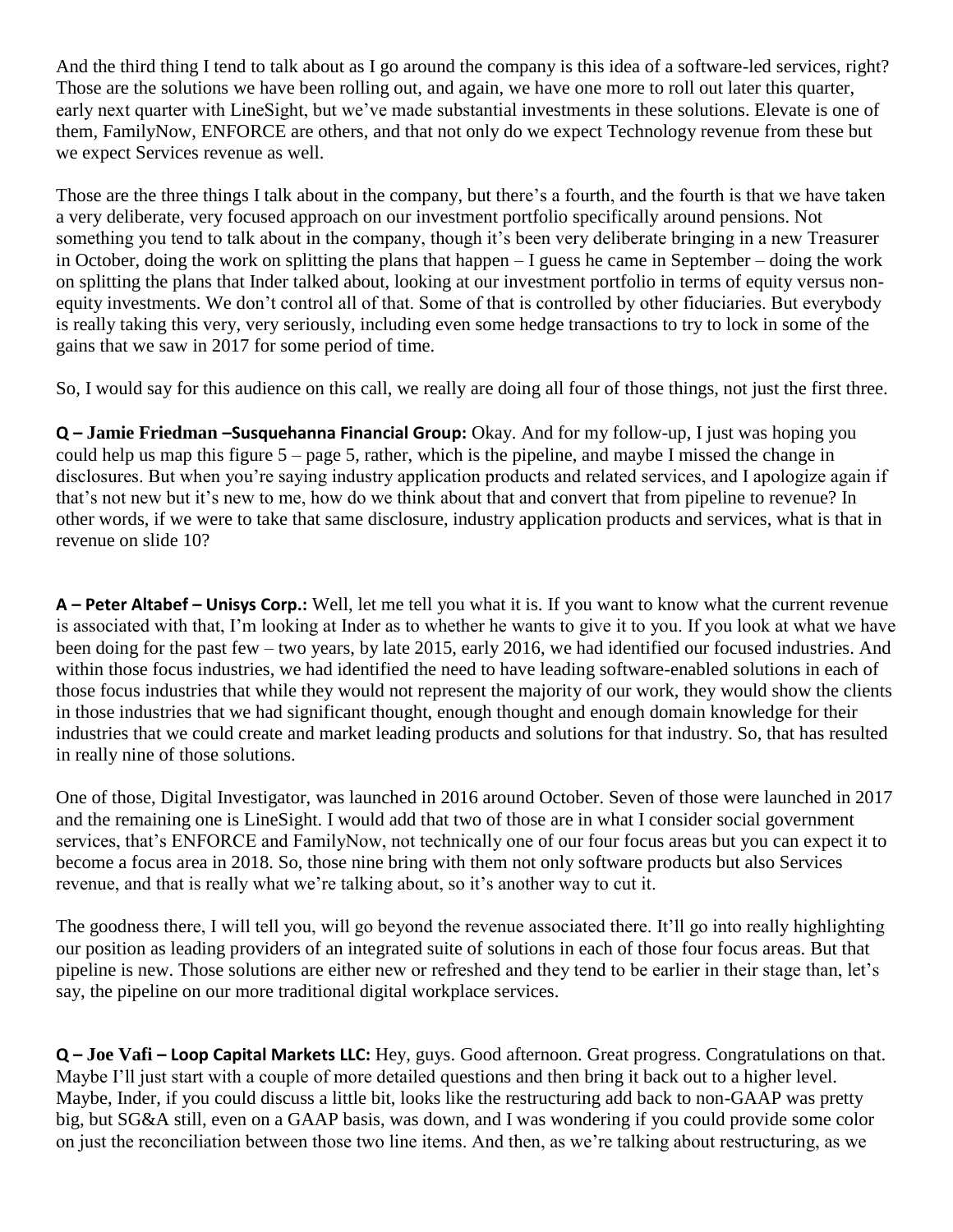And the third thing I tend to talk about as I go around the company is this idea of a software-led services, right? Those are the solutions we have been rolling out, and again, we have one more to roll out later this quarter, early next quarter with LineSight, but we've made substantial investments in these solutions. Elevate is one of them, FamilyNow, ENFORCE are others, and that not only do we expect Technology revenue from these but we expect Services revenue as well.

Those are the three things I talk about in the company, but there's a fourth, and the fourth is that we have taken a very deliberate, very focused approach on our investment portfolio specifically around pensions. Not something you tend to talk about in the company, though it's been very deliberate bringing in a new Treasurer in October, doing the work on splitting the plans that happen – I guess he came in September – doing the work on splitting the plans that Inder talked about, looking at our investment portfolio in terms of equity versus non-equity investments. We don't control all of that. Some of that is controlled by other fiduciaries. But everybody is really taking this very, very seriously, including even some hedge transactions to try to lock in some of the gains that we saw in 2017 for some period of time.

So, I would say for this audience on this call, we really are doing all four of those things, not just the first three.

**Q – Jamie Friedman –Susquehanna Financial Group:** Okay. And for my follow-up, I just was hoping you could help us map this figure 5 – page 5, rather, which is the pipeline, and maybe I missed the change in disclosures. But when you're saying industry application products and related services, and I apologize again if that's not new but it's new to me, how do we think about that and convert that from pipeline to revenue? In other words, if we were to take that same disclosure, industry application products and services, what is that in revenue on slide 10?

**A – Peter Altabef – Unisys Corp.:** Well, let me tell you what it is. If you want to know what the current revenue is associated with that, I'm looking at Inder as to whether he wants to give it to you. If you look at what we have been doing for the past few – two years, by late 2015, early 2016, we had identified our focused industries. And within those focus industries, we had identified the need to have leading software-enabled solutions in each of those focus industries that while they would not represent the majority of our work, they would show the clients in those industries that we had significant thought, enough thought and enough domain knowledge for their industries that we could create and market leading products and solutions for that industry. So, that has resulted in really nine of those solutions.

One of those, Digital Investigator, was launched in 2016 around October. Seven of those were launched in 2017 and the remaining one is LineSight. I would add that two of those are in what I consider social government services, that's ENFORCE and FamilyNow, not technically one of our four focus areas but you can expect it to become a focus area in 2018. So, those nine bring with them not only software products but also Services revenue, and that is really what we're talking about, so it's another way to cut it.

The goodness there, I will tell you, will go beyond the revenue associated there. It'll go into really highlighting our position as leading providers of an integrated suite of solutions in each of those four focus areas. But that pipeline is new. Those solutions are either new or refreshed and they tend to be earlier in their stage than, let's say, the pipeline on our more traditional digital workplace services.

**Q – Joe Vafi – Loop Capital Markets LLC:** Hey, guys. Good afternoon. Great progress. Congratulations on that. Maybe I'll just start with a couple of more detailed questions and then bring it back out to a higher level. Maybe, Inder, if you could discuss a little bit, looks like the restructuring add back to non-GAAP was pretty big, but SG&A still, even on a GAAP basis, was down, and I was wondering if you could provide some color on just the reconciliation between those two line items. And then, as we're talking about restructuring, as we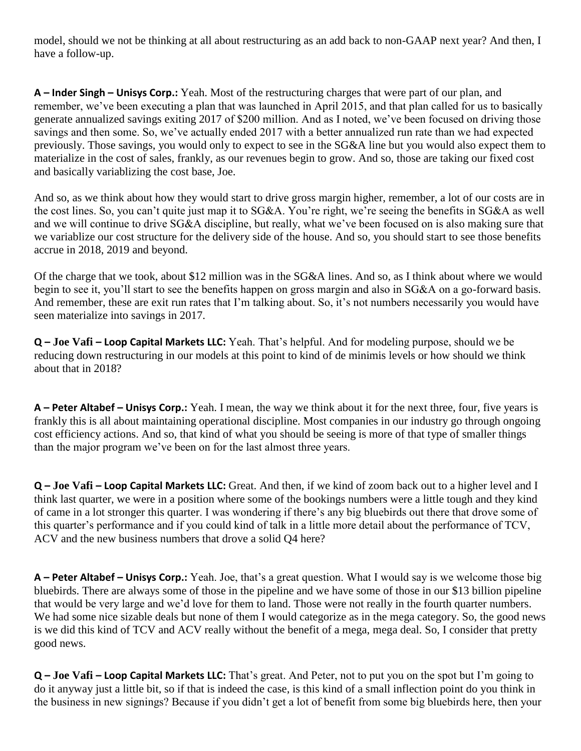model, should we not be thinking at all about restructuring as an add back to non-GAAP next year? And then, I have a follow-up.

**A – Inder Singh – Unisys Corp.:** Yeah. Most of the restructuring charges that were part of our plan, and remember, we've been executing a plan that was launched in April 2015, and that plan called for us to basically generate annualized savings exiting 2017 of $200 million. And as I noted, we've been focused on driving those savings and then some. So, we've actually ended 2017 with a better annualized run rate than we had expected previously. Those savings, you would only to expect to see in the SG&A line but you would also expect them to materialize in the cost of sales, frankly, as our revenues begin to grow. And so, those are taking our fixed cost and basically variablizing the cost base, Joe.

And so, as we think about how they would start to drive gross margin higher, remember, a lot of our costs are in the cost lines. So, you can't quite just map it to SG&A. You're right, we're seeing the benefits in SG&A as well and we will continue to drive SG&A discipline, but really, what we've been focused on is also making sure that we variablize our cost structure for the delivery side of the house. And so, you should start to see those benefits accrue in 2018, 2019 and beyond.

Of the charge that we took, about $12 million was in the SG&A lines. And so, as I think about where we would begin to see it, you'll start to see the benefits happen on gross margin and also in SG&A on a go-forward basis. And remember, these are exit run rates that I'm talking about. So, it's not numbers necessarily you would have seen materialize into savings in 2017.

**Q – Joe Vafi – Loop Capital Markets LLC:** Yeah. That's helpful. And for modeling purpose, should we be reducing down restructuring in our models at this point to kind of de minimis levels or how should we think about that in 2018?

**A – Peter Altabef – Unisys Corp.:** Yeah. I mean, the way we think about it for the next three, four, five years is frankly this is all about maintaining operational discipline. Most companies in our industry go through ongoing cost efficiency actions. And so, that kind of what you should be seeing is more of that type of smaller things than the major program we've been on for the last almost three years.

**Q – Joe Vafi – Loop Capital Markets LLC:** Great. And then, if we kind of zoom back out to a higher level and I think last quarter, we were in a position where some of the bookings numbers were a little tough and they kind of came in a lot stronger this quarter. I was wondering if there's any big bluebirds out there that drove some of this quarter's performance and if you could kind of talk in a little more detail about the performance of TCV, ACV and the new business numbers that drove a solid Q4 here?

**A – Peter Altabef – Unisys Corp.:** Yeah. Joe, that's a great question. What I would say is we welcome those big bluebirds. There are always some of those in the pipeline and we have some of those in our $13 billion pipeline that would be very large and we'd love for them to land. Those were not really in the fourth quarter numbers. We had some nice sizable deals but none of them I would categorize as in the mega category. So, the good news is we did this kind of TCV and ACV really without the benefit of a mega, mega deal. So, I consider that pretty good news.

**Q – Joe Vafi – Loop Capital Markets LLC:** That's great. And Peter, not to put you on the spot but I'm going to do it anyway just a little bit, so if that is indeed the case, is this kind of a small inflection point do you think in the business in new signings? Because if you didn't get a lot of benefit from some big bluebirds here, then your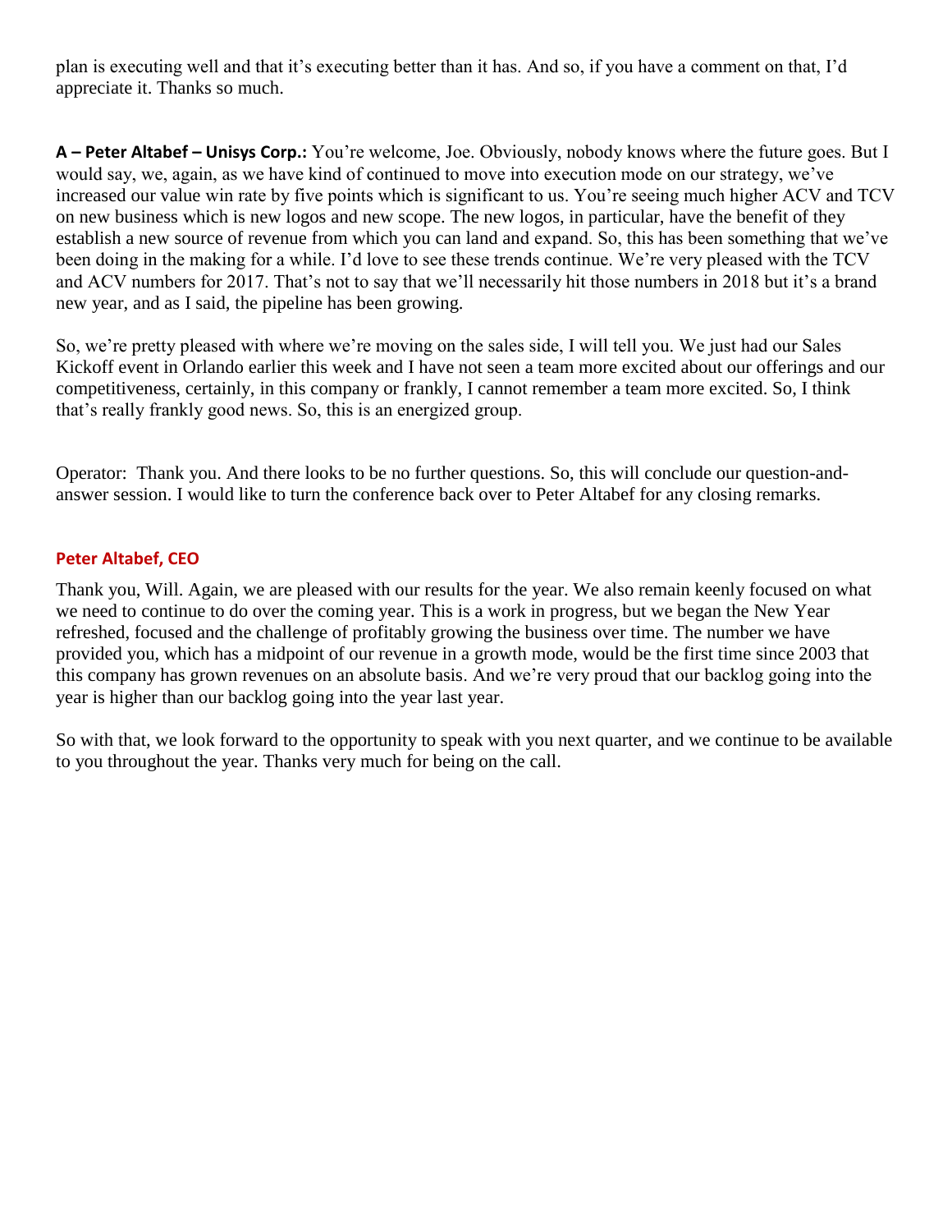plan is executing well and that it's executing better than it has. And so, if you have a comment on that, I'd appreciate it. Thanks so much.

**A – Peter Altabef – Unisys Corp.:** You're welcome, Joe. Obviously, nobody knows where the future goes. But I would say, we, again, as we have kind of continued to move into execution mode on our strategy, we've increased our value win rate by five points which is significant to us. You're seeing much higher ACV and TCV on new business which is new logos and new scope. The new logos, in particular, have the benefit of they establish a new source of revenue from which you can land and expand. So, this has been something that we've been doing in the making for a while. I'd love to see these trends continue. We're very pleased with the TCV and ACV numbers for 2017. That's not to say that we'll necessarily hit those numbers in 2018 but it's a brand new year, and as I said, the pipeline has been growing.

So, we're pretty pleased with where we're moving on the sales side, I will tell you. We just had our Sales Kickoff event in Orlando earlier this week and I have not seen a team more excited about our offerings and our competitiveness, certainly, in this company or frankly, I cannot remember a team more excited. So, I think that's really frankly good news. So, this is an energized group.

Operator: Thank you. And there looks to be no further questions. So, this will conclude our question-and-answer session. I would like to turn the conference back over to Peter Altabef for any closing remarks.

**Peter Altabef, CEO**

Thank you, Will. Again, we are pleased with our results for the year. We also remain keenly focused on what we need to continue to do over the coming year. This is a work in progress, but we began the New Year refreshed, focused and the challenge of profitably growing the business over time. The number we have provided you, which has a midpoint of our revenue in a growth mode, would be the first time since 2003 that this company has grown revenues on an absolute basis. And we're very proud that our backlog going into the year is higher than our backlog going into the year last year.

So with that, we look forward to the opportunity to speak with you next quarter, and we continue to be available to you throughout the year. Thanks very much for being on the call.